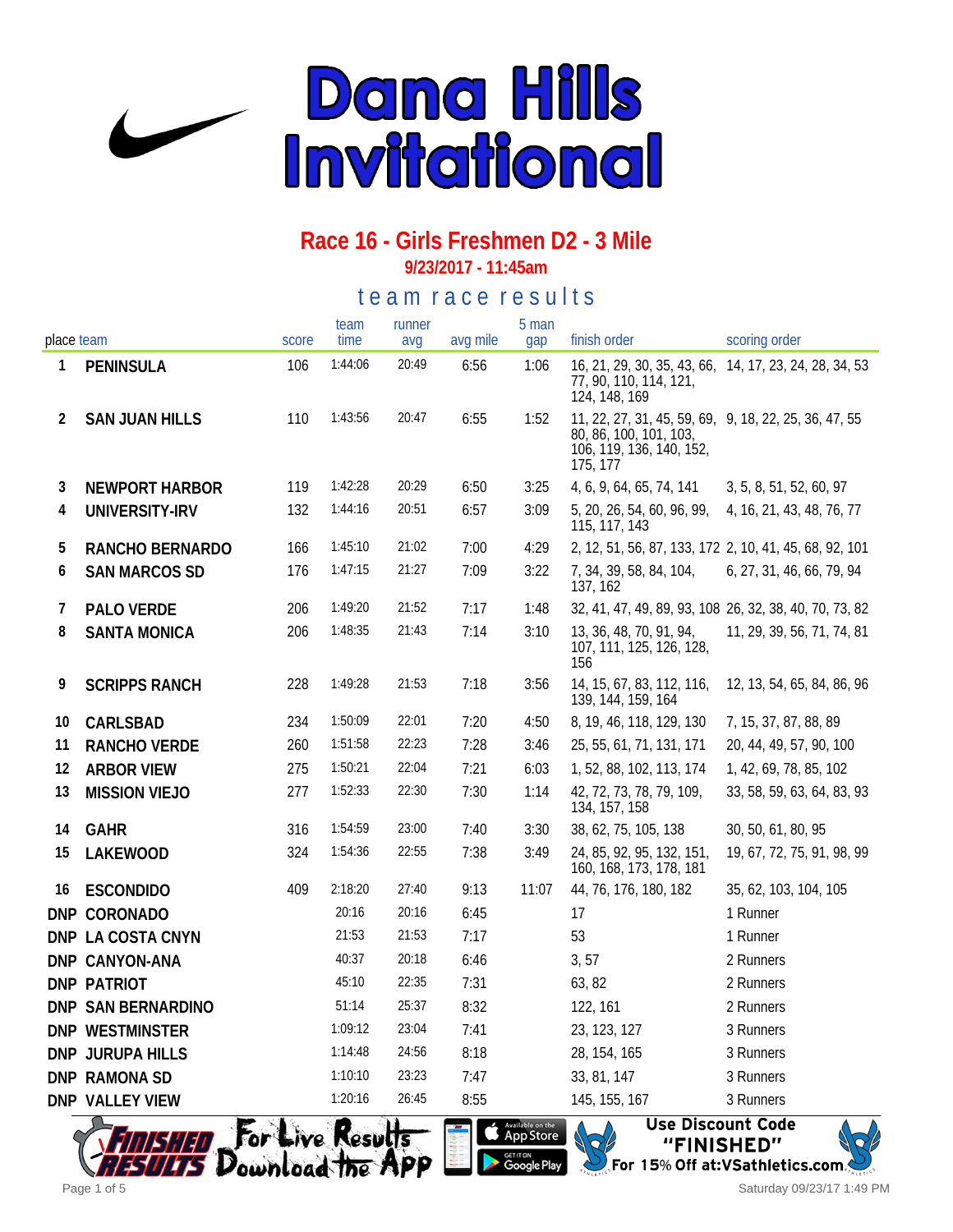# Dana Hills Invitational

## Race 16 - Girls Freshmen D2 - 3 Mile

**9/23/2017 - 11:45am**

### team race results

| place | team | score | team time | runner avg | avg mile | 5 man gap | finish order | scoring order |
|---|---|---|---|---|---|---|---|---|
| 1 | PENINSULA | 106 | 1:44:06 | 20:49 | 6:56 | 1:06 | 16, 21, 29, 30, 35, 43, 66, 77, 90, 110, 114, 121, 124, 148, 169 | 14, 17, 23, 24, 28, 34, 53 |
| 2 | SAN JUAN HILLS | 110 | 1:43:56 | 20:47 | 6:55 | 1:52 | 11, 22, 27, 31, 45, 59, 69, 80, 86, 100, 101, 103, 106, 119, 136, 140, 152, 175, 177 | 9, 18, 22, 25, 36, 47, 55 |
| 3 | NEWPORT HARBOR | 119 | 1:42:28 | 20:29 | 6:50 | 3:25 | 4, 6, 9, 64, 65, 74, 141 | 3, 5, 8, 51, 52, 60, 97 |
| 4 | UNIVERSITY-IRV | 132 | 1:44:16 | 20:51 | 6:57 | 3:09 | 5, 20, 26, 54, 60, 96, 99, 115, 117, 143 | 4, 16, 21, 43, 48, 76, 77 |
| 5 | RANCHO BERNARDO | 166 | 1:45:10 | 21:02 | 7:00 | 4:29 | 2, 12, 51, 56, 87, 133, 172 | 2, 10, 41, 45, 68, 92, 101 |
| 6 | SAN MARCOS SD | 176 | 1:47:15 | 21:27 | 7:09 | 3:22 | 7, 34, 39, 58, 84, 104, 137, 162 | 6, 27, 31, 46, 66, 79, 94 |
| 7 | PALO VERDE | 206 | 1:49:20 | 21:52 | 7:17 | 1:48 | 32, 41, 47, 49, 89, 93, 108 | 26, 32, 38, 40, 70, 73, 82 |
| 8 | SANTA MONICA | 206 | 1:48:35 | 21:43 | 7:14 | 3:10 | 13, 36, 48, 70, 91, 94, 107, 111, 125, 126, 128, 156 | 11, 29, 39, 56, 71, 74, 81 |
| 9 | SCRIPPS RANCH | 228 | 1:49:28 | 21:53 | 7:18 | 3:56 | 14, 15, 67, 83, 112, 116, 139, 144, 159, 164 | 12, 13, 54, 65, 84, 86, 96 |
| 10 | CARLSBAD | 234 | 1:50:09 | 22:01 | 7:20 | 4:50 | 8, 19, 46, 118, 129, 130 | 7, 15, 37, 87, 88, 89 |
| 11 | RANCHO VERDE | 260 | 1:51:58 | 22:23 | 7:28 | 3:46 | 25, 55, 61, 71, 131, 171 | 20, 44, 49, 57, 90, 100 |
| 12 | ARBOR VIEW | 275 | 1:50:21 | 22:04 | 7:21 | 6:03 | 1, 52, 88, 102, 113, 174 | 1, 42, 69, 78, 85, 102 |
| 13 | MISSION VIEJO | 277 | 1:52:33 | 22:30 | 7:30 | 1:14 | 42, 72, 73, 78, 79, 109, 134, 157, 158 | 33, 58, 59, 63, 64, 83, 93 |
| 14 | GAHR | 316 | 1:54:59 | 23:00 | 7:40 | 3:30 | 38, 62, 75, 105, 138 | 30, 50, 61, 80, 95 |
| 15 | LAKEWOOD | 324 | 1:54:36 | 22:55 | 7:38 | 3:49 | 24, 85, 92, 95, 132, 151, 160, 168, 173, 178, 181 | 19, 67, 72, 75, 91, 98, 99 |
| 16 | ESCONDIDO | 409 | 2:18:20 | 27:40 | 9:13 | 11:07 | 44, 76, 176, 180, 182 | 35, 62, 103, 104, 105 |
| DNP | CORONADO | | 20:16 | 20:16 | 6:45 | | 17 | 1 Runner |
| DNP | LA COSTA CNYN | | 21:53 | 21:53 | 7:17 | | 53 | 1 Runner |
| DNP | CANYON-ANA | | 40:37 | 20:18 | 6:46 | | 3, 57 | 2 Runners |
| DNP | PATRIOT | | 45:10 | 22:35 | 7:31 | | 63, 82 | 2 Runners |
| DNP | SAN BERNARDINO | | 51:14 | 25:37 | 8:32 | | 122, 161 | 2 Runners |
| DNP | WESTMINSTER | | 1:09:12 | 23:04 | 7:41 | | 23, 123, 127 | 3 Runners |
| DNP | JURUPA HILLS | | 1:14:48 | 24:56 | 8:18 | | 28, 154, 165 | 3 Runners |
| DNP | RAMONA SD | | 1:10:10 | 23:23 | 7:47 | | 33, 81, 147 | 3 Runners |
| DNP | VALLEY VIEW | | 1:20:16 | 26:45 | 8:55 | | 145, 155, 167 | 3 Runners |

Finished Results — For Live Results Download the App. Available on the App Store. Get it on Google Play. Use Discount Code "FINISHED" For 15% Off at: VSathletics.com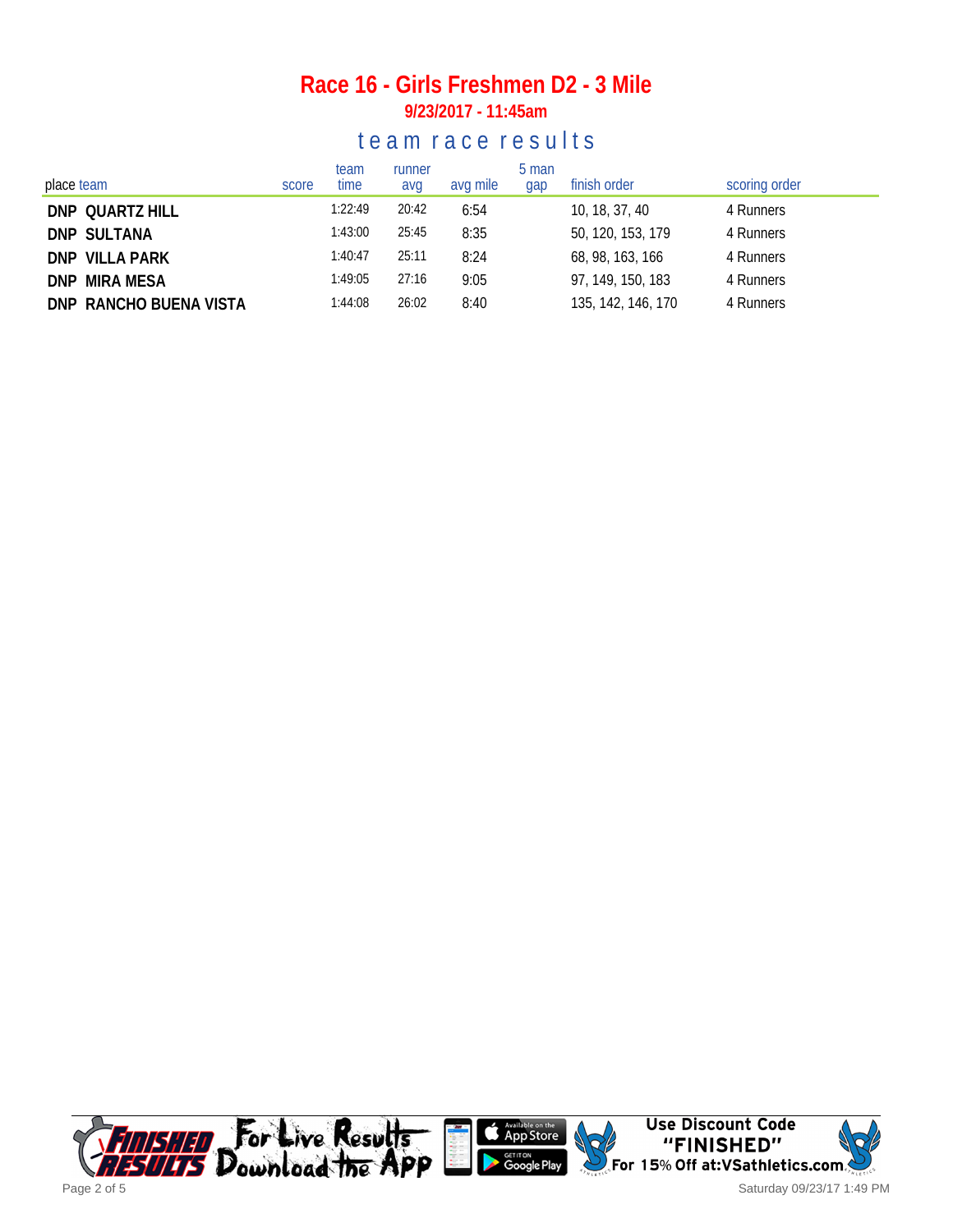# Race 16 - Girls Freshmen D2 - 3 Mile

## 9/23/2017 - 11:45am

## team race results

| place | team | score | team time | runner avg | avg mile | 5 man gap | finish order | scoring order |
|---|---|---|---|---|---|---|---|---|
| DNP | QUARTZ HILL | | 1:22:49 | 20:42 | 6:54 | | 10, 18, 37, 40 | 4 Runners |
| DNP | SULTANA | | 1:43:00 | 25:45 | 8:35 | | 50, 120, 153, 179 | 4 Runners |
| DNP | VILLA PARK | | 1:40:47 | 25:11 | 8:24 | | 68, 98, 163, 166 | 4 Runners |
| DNP | MIRA MESA | | 1:49:05 | 27:16 | 9:05 | | 97, 149, 150, 183 | 4 Runners |
| DNP | RANCHO BUENA VISTA | | 1:44:08 | 26:02 | 8:40 | | 135, 142, 146, 170 | 4 Runners |

Finished Results — For Live Results Download the App — Available on the App Store — Get it on Google Play

Use Discount Code "FINISHED" For 15% Off at:VSathletics.com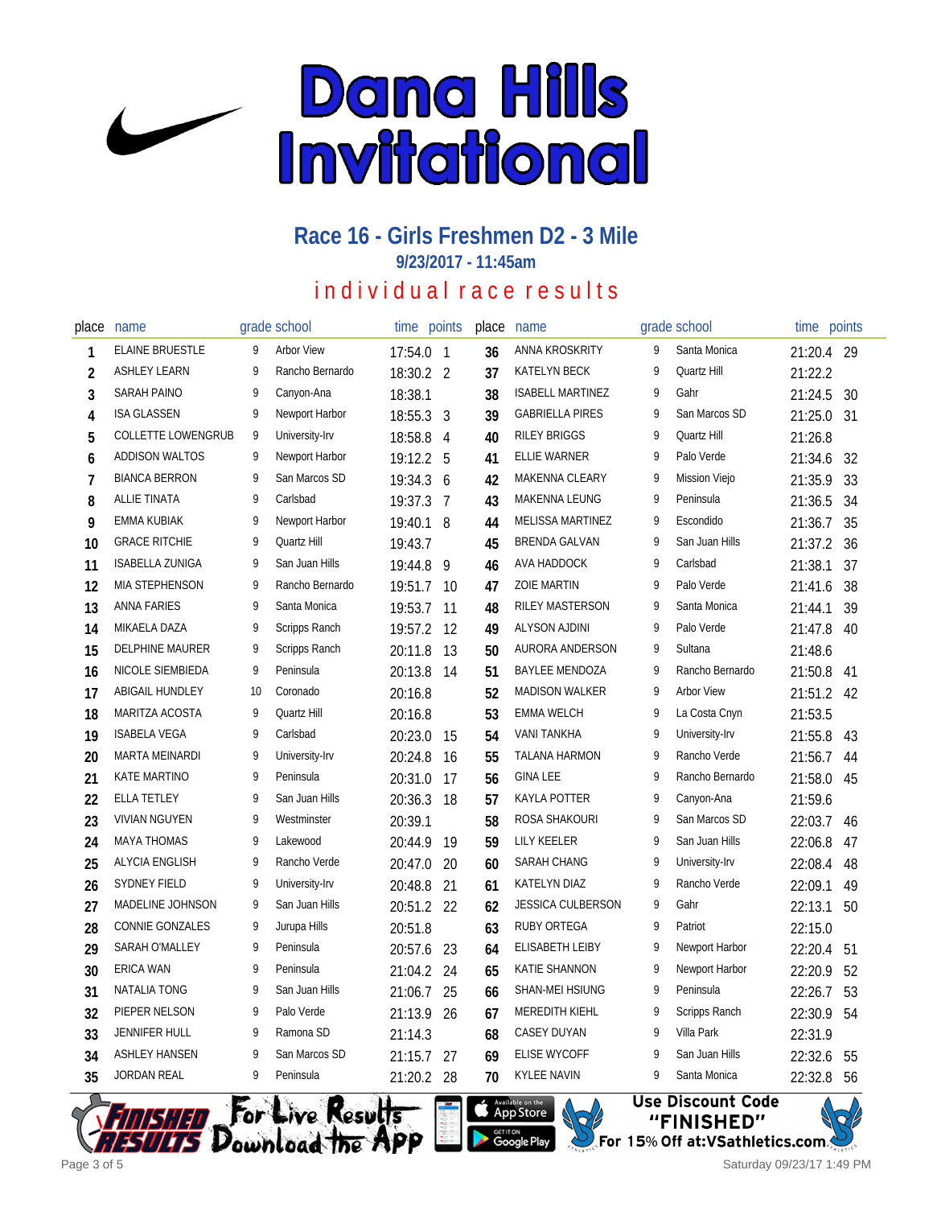# Dana Hills Invitational

## Race 16 - Girls Freshmen D2 - 3 Mile

### 9/23/2017 - 11:45am

### individual race results

| place | name | grade | school | time | points |
|---|---|---|---|---|---|
| 1 | ELAINE BRUESTLE | 9 | Arbor View | 17:54.0 | 1 |
| 2 | ASHLEY LEARN | 9 | Rancho Bernardo | 18:30.2 | 2 |
| 3 | SARAH PAINO | 9 | Canyon-Ana | 18:38.1 | |
| 4 | ISA GLASSEN | 9 | Newport Harbor | 18:55.3 | 3 |
| 5 | COLLETTE LOWENGRUB | 9 | University-Irv | 18:58.8 | 4 |
| 6 | ADDISON WALTOS | 9 | Newport Harbor | 19:12.2 | 5 |
| 7 | BIANCA BERRON | 9 | San Marcos SD | 19:34.3 | 6 |
| 8 | ALLIE TINATA | 9 | Carlsbad | 19:37.3 | 7 |
| 9 | EMMA KUBIAK | 9 | Newport Harbor | 19:40.1 | 8 |
| 10 | GRACE RITCHIE | 9 | Quartz Hill | 19:43.7 | |
| 11 | ISABELLA ZUNIGA | 9 | San Juan Hills | 19:44.8 | 9 |
| 12 | MIA STEPHENSON | 9 | Rancho Bernardo | 19:51.7 | 10 |
| 13 | ANNA FARIES | 9 | Santa Monica | 19:53.7 | 11 |
| 14 | MIKAELA DAZA | 9 | Scripps Ranch | 19:57.2 | 12 |
| 15 | DELPHINE MAURER | 9 | Scripps Ranch | 20:11.8 | 13 |
| 16 | NICOLE SIEMBIEDA | 9 | Peninsula | 20:13.8 | 14 |
| 17 | ABIGAIL HUNDLEY | 10 | Coronado | 20:16.8 | |
| 18 | MARITZA ACOSTA | 9 | Quartz Hill | 20:16.8 | |
| 19 | ISABELA VEGA | 9 | Carlsbad | 20:23.0 | 15 |
| 20 | MARTA MEINARDI | 9 | University-Irv | 20:24.8 | 16 |
| 21 | KATE MARTINO | 9 | Peninsula | 20:31.0 | 17 |
| 22 | ELLA TETLEY | 9 | San Juan Hills | 20:36.3 | 18 |
| 23 | VIVIAN NGUYEN | 9 | Westminster | 20:39.1 | |
| 24 | MAYA THOMAS | 9 | Lakewood | 20:44.9 | 19 |
| 25 | ALYCIA ENGLISH | 9 | Rancho Verde | 20:47.0 | 20 |
| 26 | SYDNEY FIELD | 9 | University-Irv | 20:48.8 | 21 |
| 27 | MADELINE JOHNSON | 9 | San Juan Hills | 20:51.2 | 22 |
| 28 | CONNIE GONZALES | 9 | Jurupa Hills | 20:51.8 | |
| 29 | SARAH O'MALLEY | 9 | Peninsula | 20:57.6 | 23 |
| 30 | ERICA WAN | 9 | Peninsula | 21:04.2 | 24 |
| 31 | NATALIA TONG | 9 | San Juan Hills | 21:06.7 | 25 |
| 32 | PIEPER NELSON | 9 | Palo Verde | 21:13.9 | 26 |
| 33 | JENNIFER HULL | 9 | Ramona SD | 21:14.3 | |
| 34 | ASHLEY HANSEN | 9 | San Marcos SD | 21:15.7 | 27 |
| 35 | JORDAN REAL | 9 | Peninsula | 21:20.2 | 28 |
| 36 | ANNA KROSKRITY | 9 | Santa Monica | 21:20.4 | 29 |
| 37 | KATELYN BECK | 9 | Quartz Hill | 21:22.2 | |
| 38 | ISABELL MARTINEZ | 9 | Gahr | 21:24.5 | 30 |
| 39 | GABRIELLA PIRES | 9 | San Marcos SD | 21:25.0 | 31 |
| 40 | RILEY BRIGGS | 9 | Quartz Hill | 21:26.8 | |
| 41 | ELLIE WARNER | 9 | Palo Verde | 21:34.6 | 32 |
| 42 | MAKENNA CLEARY | 9 | Mission Viejo | 21:35.9 | 33 |
| 43 | MAKENNA LEUNG | 9 | Peninsula | 21:36.5 | 34 |
| 44 | MELISSA MARTINEZ | 9 | Escondido | 21:36.7 | 35 |
| 45 | BRENDA GALVAN | 9 | San Juan Hills | 21:37.2 | 36 |
| 46 | AVA HADDOCK | 9 | Carlsbad | 21:38.1 | 37 |
| 47 | ZOIE MARTIN | 9 | Palo Verde | 21:41.6 | 38 |
| 48 | RILEY MASTERSON | 9 | Santa Monica | 21:44.1 | 39 |
| 49 | ALYSON AJDINI | 9 | Palo Verde | 21:47.8 | 40 |
| 50 | AURORA ANDERSON | 9 | Sultana | 21:48.6 | |
| 51 | BAYLEE MENDOZA | 9 | Rancho Bernardo | 21:50.8 | 41 |
| 52 | MADISON WALKER | 9 | Arbor View | 21:51.2 | 42 |
| 53 | EMMA WELCH | 9 | La Costa Cnyn | 21:53.5 | |
| 54 | VANI TANKHA | 9 | University-Irv | 21:55.8 | 43 |
| 55 | TALANA HARMON | 9 | Rancho Verde | 21:56.7 | 44 |
| 56 | GINA LEE | 9 | Rancho Bernardo | 21:58.0 | 45 |
| 57 | KAYLA POTTER | 9 | Canyon-Ana | 21:59.6 | |
| 58 | ROSA SHAKOURI | 9 | San Marcos SD | 22:03.7 | 46 |
| 59 | LILY KEELER | 9 | San Juan Hills | 22:06.8 | 47 |
| 60 | SARAH CHANG | 9 | University-Irv | 22:08.4 | 48 |
| 61 | KATELYN DIAZ | 9 | Rancho Verde | 22:09.1 | 49 |
| 62 | JESSICA CULBERSON | 9 | Gahr | 22:13.1 | 50 |
| 63 | RUBY ORTEGA | 9 | Patriot | 22:15.0 | |
| 64 | ELISABETH LEIBY | 9 | Newport Harbor | 22:20.4 | 51 |
| 65 | KATIE SHANNON | 9 | Newport Harbor | 22:20.9 | 52 |
| 66 | SHAN-MEI HSIUNG | 9 | Peninsula | 22:26.7 | 53 |
| 67 | MEREDITH KIEHL | 9 | Scripps Ranch | 22:30.9 | 54 |
| 68 | CASEY DUYAN | 9 | Villa Park | 22:31.9 | |
| 69 | ELISE WYCOFF | 9 | San Juan Hills | 22:32.6 | 55 |
| 70 | KYLEE NAVIN | 9 | Santa Monica | 22:32.8 | 56 |

For Live Results Download the App — Available on the App Store / Get it on Google Play

Use Discount Code "FINISHED" For 15% Off at:VSathletics.com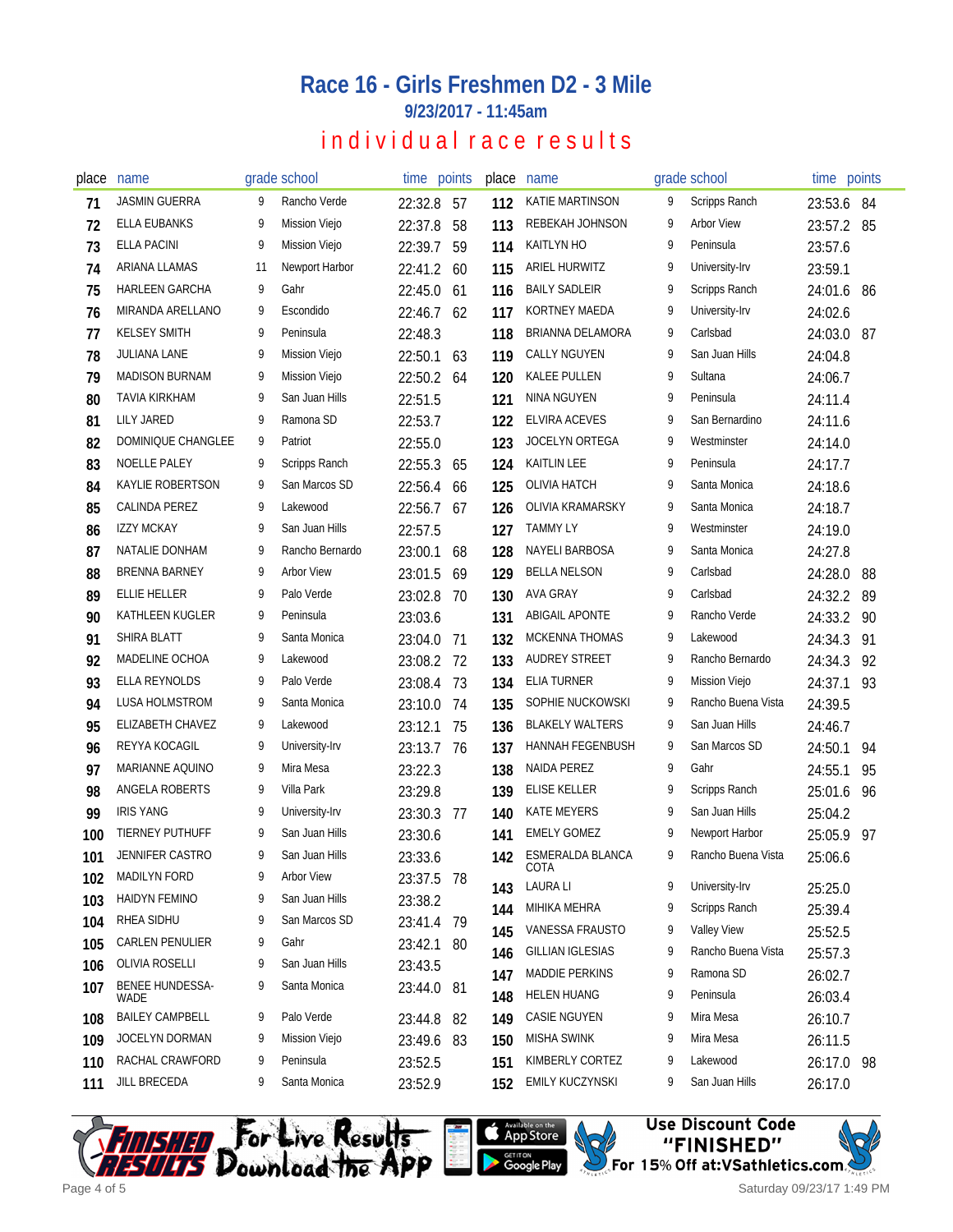# Race 16 - Girls Freshmen D2 - 3 Mile

**9/23/2017 - 11:45am**

## individual race results

| place | name | grade | school | time | points |
|---|---|---|---|---|---|
| 71 | JASMIN GUERRA | 9 | Rancho Verde | 22:32.8 | 57 |
| 72 | ELLA EUBANKS | 9 | Mission Viejo | 22:37.8 | 58 |
| 73 | ELLA PACINI | 9 | Mission Viejo | 22:39.7 | 59 |
| 74 | ARIANA LLAMAS | 11 | Newport Harbor | 22:41.2 | 60 |
| 75 | HARLEEN GARCHA | 9 | Gahr | 22:45.0 | 61 |
| 76 | MIRANDA ARELLANO | 9 | Escondido | 22:46.7 | 62 |
| 77 | KELSEY SMITH | 9 | Peninsula | 22:48.3 | |
| 78 | JULIANA LANE | 9 | Mission Viejo | 22:50.1 | 63 |
| 79 | MADISON BURNAM | 9 | Mission Viejo | 22:50.2 | 64 |
| 80 | TAVIA KIRKHAM | 9 | San Juan Hills | 22:51.5 | |
| 81 | LILY JARED | 9 | Ramona SD | 22:53.7 | |
| 82 | DOMINIQUE CHANGLEE | 9 | Patriot | 22:55.0 | |
| 83 | NOELLE PALEY | 9 | Scripps Ranch | 22:55.3 | 65 |
| 84 | KAYLIE ROBERTSON | 9 | San Marcos SD | 22:56.4 | 66 |
| 85 | CALINDA PEREZ | 9 | Lakewood | 22:56.7 | 67 |
| 86 | IZZY MCKAY | 9 | San Juan Hills | 22:57.5 | |
| 87 | NATALIE DONHAM | 9 | Rancho Bernardo | 23:00.1 | 68 |
| 88 | BRENNA BARNEY | 9 | Arbor View | 23:01.5 | 69 |
| 89 | ELLIE HELLER | 9 | Palo Verde | 23:02.8 | 70 |
| 90 | KATHLEEN KUGLER | 9 | Peninsula | 23:03.6 | |
| 91 | SHIRA BLATT | 9 | Santa Monica | 23:04.0 | 71 |
| 92 | MADELINE OCHOA | 9 | Lakewood | 23:08.2 | 72 |
| 93 | ELLA REYNOLDS | 9 | Palo Verde | 23:08.4 | 73 |
| 94 | LUSA HOLMSTROM | 9 | Santa Monica | 23:10.0 | 74 |
| 95 | ELIZABETH CHAVEZ | 9 | Lakewood | 23:12.1 | 75 |
| 96 | REYYA KOCAGIL | 9 | University-Irv | 23:13.7 | 76 |
| 97 | MARIANNE AQUINO | 9 | Mira Mesa | 23:22.3 | |
| 98 | ANGELA ROBERTS | 9 | Villa Park | 23:29.8 | |
| 99 | IRIS YANG | 9 | University-Irv | 23:30.3 | 77 |
| 100 | TIERNEY PUTHUFF | 9 | San Juan Hills | 23:30.6 | |
| 101 | JENNIFER CASTRO | 9 | San Juan Hills | 23:33.6 | |
| 102 | MADILYN FORD | 9 | Arbor View | 23:37.5 | 78 |
| 103 | HAIDYN FEMINO | 9 | San Juan Hills | 23:38.2 | |
| 104 | RHEA SIDHU | 9 | San Marcos SD | 23:41.4 | 79 |
| 105 | CARLEN PENULIER | 9 | Gahr | 23:42.1 | 80 |
| 106 | OLIVIA ROSELLI | 9 | San Juan Hills | 23:43.5 | |
| 107 | BENEE HUNDESSA-WADE | 9 | Santa Monica | 23:44.0 | 81 |
| 108 | BAILEY CAMPBELL | 9 | Palo Verde | 23:44.8 | 82 |
| 109 | JOCELYN DORMAN | 9 | Mission Viejo | 23:49.6 | 83 |
| 110 | RACHAL CRAWFORD | 9 | Peninsula | 23:52.5 | |
| 111 | JILL BRECEDA | 9 | Santa Monica | 23:52.9 | |
| 112 | KATIE MARTINSON | 9 | Scripps Ranch | 23:53.6 | 84 |
| 113 | REBEKAH JOHNSON | 9 | Arbor View | 23:57.2 | 85 |
| 114 | KAITLYN HO | 9 | Peninsula | 23:57.6 | |
| 115 | ARIEL HURWITZ | 9 | University-Irv | 23:59.1 | |
| 116 | BAILY SADLEIR | 9 | Scripps Ranch | 24:01.6 | 86 |
| 117 | KORTNEY MAEDA | 9 | University-Irv | 24:02.6 | |
| 118 | BRIANNA DELAMORA | 9 | Carlsbad | 24:03.0 | 87 |
| 119 | CALLY NGUYEN | 9 | San Juan Hills | 24:04.8 | |
| 120 | KALEE PULLEN | 9 | Sultana | 24:06.7 | |
| 121 | NINA NGUYEN | 9 | Peninsula | 24:11.4 | |
| 122 | ELVIRA ACEVES | 9 | San Bernardino | 24:11.6 | |
| 123 | JOCELYN ORTEGA | 9 | Westminster | 24:14.0 | |
| 124 | KAITLIN LEE | 9 | Peninsula | 24:17.7 | |
| 125 | OLIVIA HATCH | 9 | Santa Monica | 24:18.6 | |
| 126 | OLIVIA KRAMARSKY | 9 | Santa Monica | 24:18.7 | |
| 127 | TAMMY LY | 9 | Westminster | 24:19.0 | |
| 128 | NAYELI BARBOSA | 9 | Santa Monica | 24:27.8 | |
| 129 | BELLA NELSON | 9 | Carlsbad | 24:28.0 | 88 |
| 130 | AVA GRAY | 9 | Carlsbad | 24:32.2 | 89 |
| 131 | ABIGAIL APONTE | 9 | Rancho Verde | 24:33.2 | 90 |
| 132 | MCKENNA THOMAS | 9 | Lakewood | 24:34.3 | 91 |
| 133 | AUDREY STREET | 9 | Rancho Bernardo | 24:34.3 | 92 |
| 134 | ELIA TURNER | 9 | Mission Viejo | 24:37.1 | 93 |
| 135 | SOPHIE NUCKOWSKI | 9 | Rancho Buena Vista | 24:39.5 | |
| 136 | BLAKELY WALTERS | 9 | San Juan Hills | 24:46.7 | |
| 137 | HANNAH FEGENBUSH | 9 | San Marcos SD | 24:50.1 | 94 |
| 138 | NAIDA PEREZ | 9 | Gahr | 24:55.1 | 95 |
| 139 | ELISE KELLER | 9 | Scripps Ranch | 25:01.6 | 96 |
| 140 | KATE MEYERS | 9 | San Juan Hills | 25:04.2 | |
| 141 | EMELY GOMEZ | 9 | Newport Harbor | 25:05.9 | 97 |
| 142 | ESMERALDA BLANCA COTA | 9 | Rancho Buena Vista | 25:06.6 | |
| 143 | LAURA LI | 9 | University-Irv | 25:25.0 | |
| 144 | MIHIKA MEHRA | 9 | Scripps Ranch | 25:39.4 | |
| 145 | VANESSA FRAUSTO | 9 | Valley View | 25:52.5 | |
| 146 | GILLIAN IGLESIAS | 9 | Rancho Buena Vista | 25:57.3 | |
| 147 | MADDIE PERKINS | 9 | Ramona SD | 26:02.7 | |
| 148 | HELEN HUANG | 9 | Peninsula | 26:03.4 | |
| 149 | CASIE NGUYEN | 9 | Mira Mesa | 26:10.7 | |
| 150 | MISHA SWINK | 9 | Mira Mesa | 26:11.5 | |
| 151 | KIMBERLY CORTEZ | 9 | Lakewood | 26:17.0 | 98 |
| 152 | EMILY KUCZYNSKI | 9 | San Juan Hills | 26:17.0 | |

Finished Results — For Live Results Download the App — Available on the App Store — Get it on Google Play

Use Discount Code "FINISHED" For 15% Off at:VSathletics.com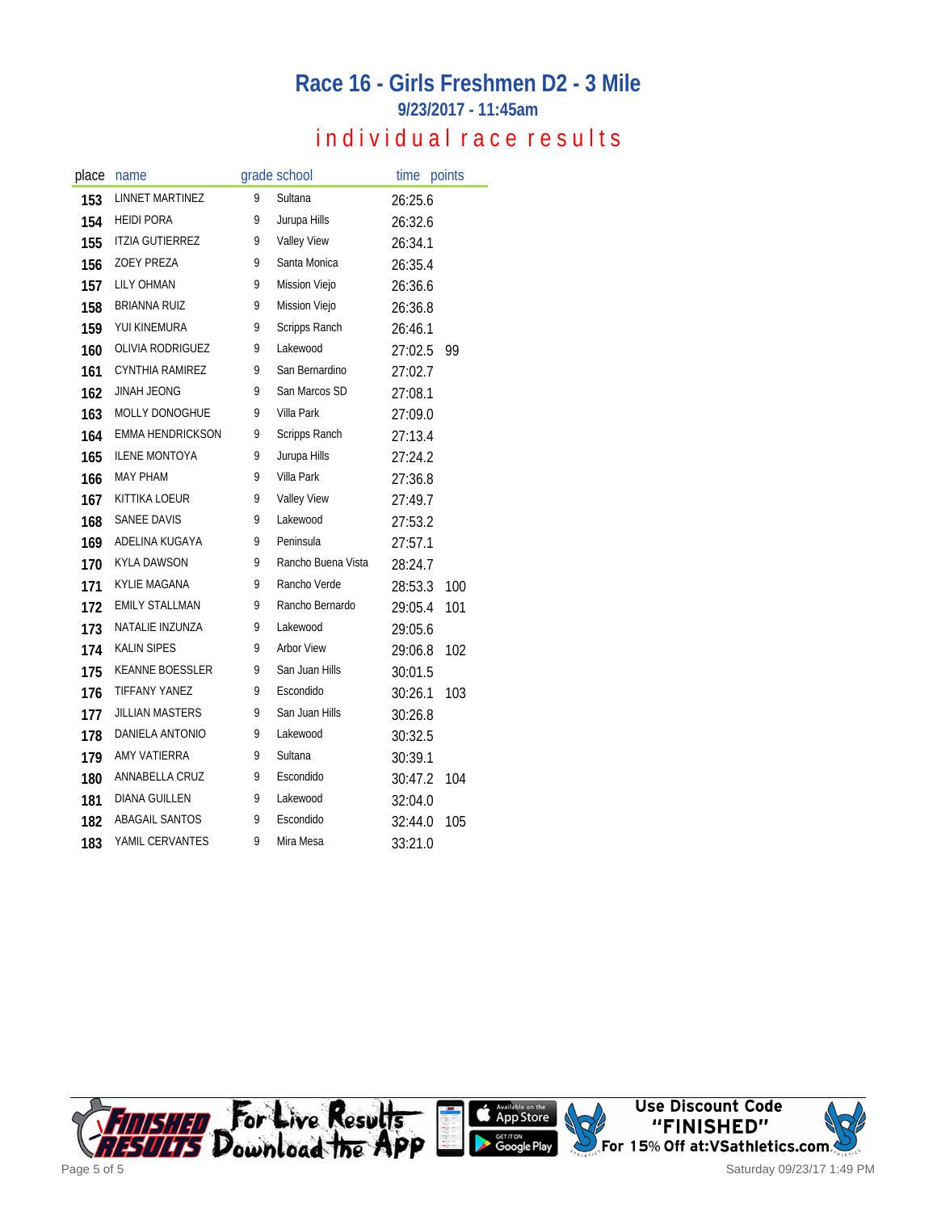# Race 16 - Girls Freshmen D2 - 3 Mile

### 9/23/2017 - 11:45am

## individual race results

| place | name | grade | school | time | points |
|---|---|---|---|---|---|
| 153 | LINNET MARTINEZ | 9 | Sultana | 26:25.6 | |
| 154 | HEIDI PORA | 9 | Jurupa Hills | 26:32.6 | |
| 155 | ITZIA GUTIERREZ | 9 | Valley View | 26:34.1 | |
| 156 | ZOEY PREZA | 9 | Santa Monica | 26:35.4 | |
| 157 | LILY OHMAN | 9 | Mission Viejo | 26:36.6 | |
| 158 | BRIANNA RUIZ | 9 | Mission Viejo | 26:36.8 | |
| 159 | YUI KINEMURA | 9 | Scripps Ranch | 26:46.1 | |
| 160 | OLIVIA RODRIGUEZ | 9 | Lakewood | 27:02.5 | 99 |
| 161 | CYNTHIA RAMIREZ | 9 | San Bernardino | 27:02.7 | |
| 162 | JINAH JEONG | 9 | San Marcos SD | 27:08.1 | |
| 163 | MOLLY DONOGHUE | 9 | Villa Park | 27:09.0 | |
| 164 | EMMA HENDRICKSON | 9 | Scripps Ranch | 27:13.4 | |
| 165 | ILENE MONTOYA | 9 | Jurupa Hills | 27:24.2 | |
| 166 | MAY PHAM | 9 | Villa Park | 27:36.8 | |
| 167 | KITTIKA LOEUR | 9 | Valley View | 27:49.7 | |
| 168 | SANEE DAVIS | 9 | Lakewood | 27:53.2 | |
| 169 | ADELINA KUGAYA | 9 | Peninsula | 27:57.1 | |
| 170 | KYLA DAWSON | 9 | Rancho Buena Vista | 28:24.7 | |
| 171 | KYLIE MAGANA | 9 | Rancho Verde | 28:53.3 | 100 |
| 172 | EMILY STALLMAN | 9 | Rancho Bernardo | 29:05.4 | 101 |
| 173 | NATALIE INZUNZA | 9 | Lakewood | 29:05.6 | |
| 174 | KALIN SIPES | 9 | Arbor View | 29:06.8 | 102 |
| 175 | KEANNE BOESSLER | 9 | San Juan Hills | 30:01.5 | |
| 176 | TIFFANY YANEZ | 9 | Escondido | 30:26.1 | 103 |
| 177 | JILLIAN MASTERS | 9 | San Juan Hills | 30:26.8 | |
| 178 | DANIELA ANTONIO | 9 | Lakewood | 30:32.5 | |
| 179 | AMY VATIERRA | 9 | Sultana | 30:39.1 | |
| 180 | ANNABELLA CRUZ | 9 | Escondido | 30:47.2 | 104 |
| 181 | DIANA GUILLEN | 9 | Lakewood | 32:04.0 | |
| 182 | ABAGAIL SANTOS | 9 | Escondido | 32:44.0 | 105 |
| 183 | YAMIL CERVANTES | 9 | Mira Mesa | 33:21.0 | |

Finished Results — For Live Results Download the App — Available on the App Store — Get it on Google Play

Use Discount Code "FINISHED" For 15% Off at:VSathletics.com

Saturday 09/23/17 1:49 PM